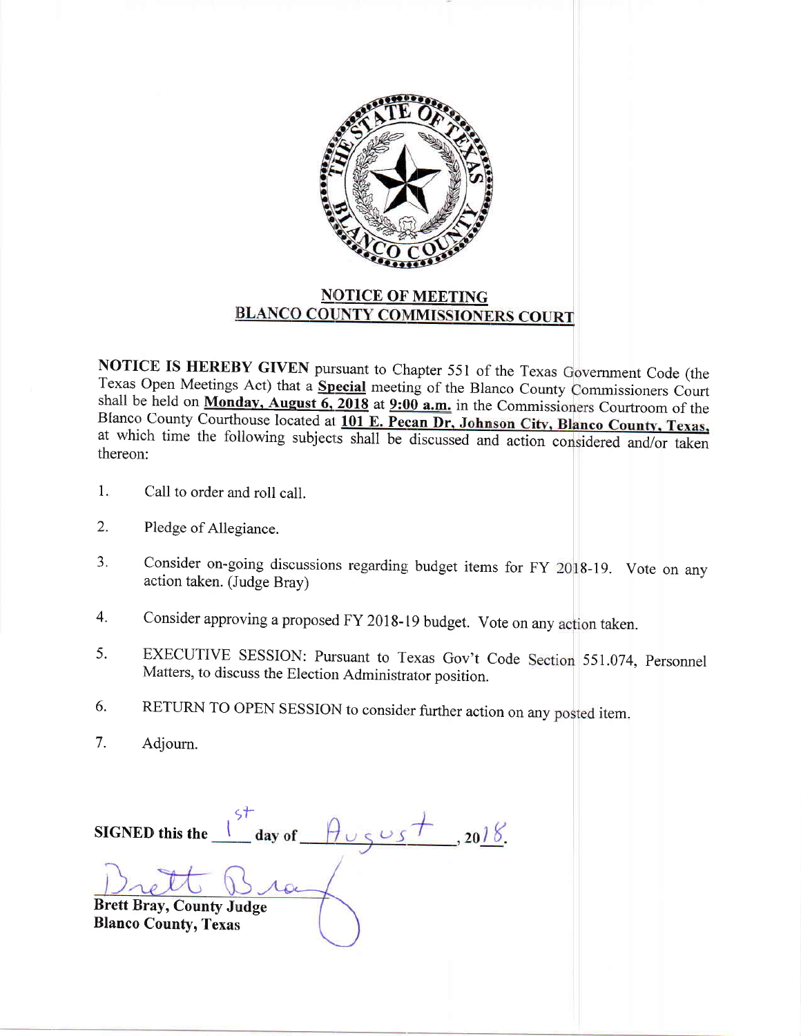## NOTICE OF MEETING
## BLANCO COUNTY COMMISSIONERS COURT

**NOTICE IS HEREBY GIVEN** pursuant to Chapter 551 of the Texas Government Code (the Texas Open Meetings Act) that a **Special** meeting of the Blanco County Commissioners Court shall be held on **Monday, August 6, 2018** at **9:00 a.m.** in the Commissioners Courtroom of the Blanco County Courthouse located at **101 E. Pecan Dr, Johnson City, Blanco County, Texas,** at which time the following subjects shall be discussed and action considered and/or taken thereon:

1. Call to order and roll call.
2. Pledge of Allegiance.
3. Consider on-going discussions regarding budget items for FY 2018-19. Vote on any action taken. (Judge Bray)
4. Consider approving a proposed FY 2018-19 budget. Vote on any action taken.
5. EXECUTIVE SESSION: Pursuant to Texas Gov't Code Section 551.074, Personnel Matters, to discuss the Election Administrator position.
6. RETURN TO OPEN SESSION to consider further action on any posted item.
7. Adjourn.

**SIGNED this the** 1st **day of** August, **20**18.

Brett Bray

**Brett Bray, County Judge**
**Blanco County, Texas**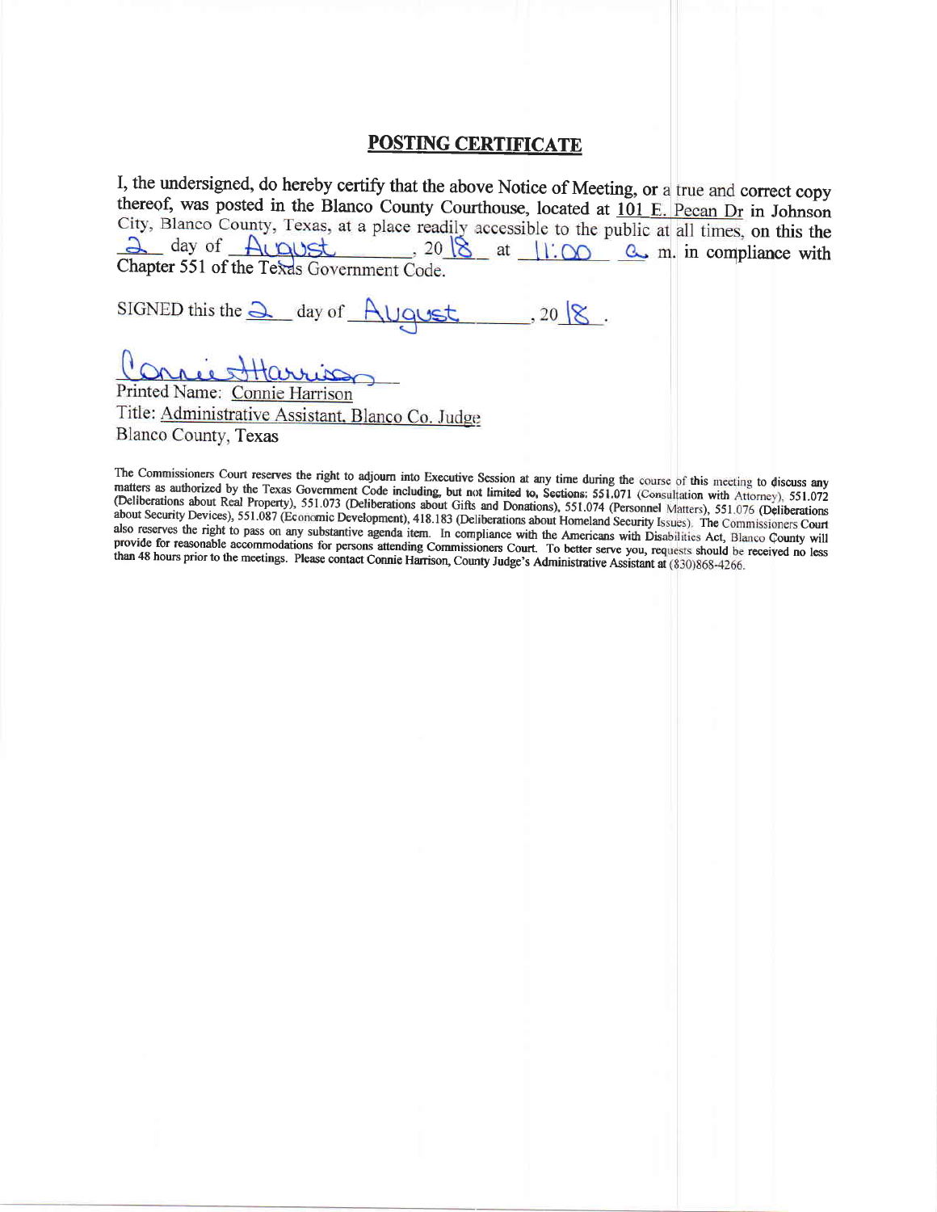## POSTING CERTIFICATE

I, the undersigned, do hereby certify that the above Notice of Meeting, or a true and correct copy thereof, was posted in the Blanco County Courthouse, located at 101 E. Pecan Dr in Johnson City, Blanco County, Texas, at a place readily accessible to the public at all times, on this the 2 day of August, 2018 at 11:00 a. m. in compliance with Chapter 551 of the Texas Government Code.

SIGNED this the 2 day of August, 2018.

Connie Harrison

Printed Name: Connie Harrison
Title: Administrative Assistant, Blanco Co. Judge
Blanco County, Texas

The Commissioners Court reserves the right to adjourn into Executive Session at any time during the course of this meeting to discuss any matters as authorized by the Texas Government Code including, but not limited to, Sections: 551.071 (Consultation with Attorney), 551.072 (Deliberations about Real Property), 551.073 (Deliberations about Gifts and Donations), 551.074 (Personnel Matters), 551.076 (Deliberations about Security Devices), 551.087 (Economic Development), 418.183 (Deliberations about Homeland Security Issues). The Commissioners Court also reserves the right to pass on any substantive agenda item. In compliance with the Americans with Disabilities Act, Blanco County will provide for reasonable accommodations for persons attending Commissioners Court. To better serve you, requests should be received no less than 48 hours prior to the meetings. Please contact Connie Harrison, County Judge's Administrative Assistant at (830)868-4266.